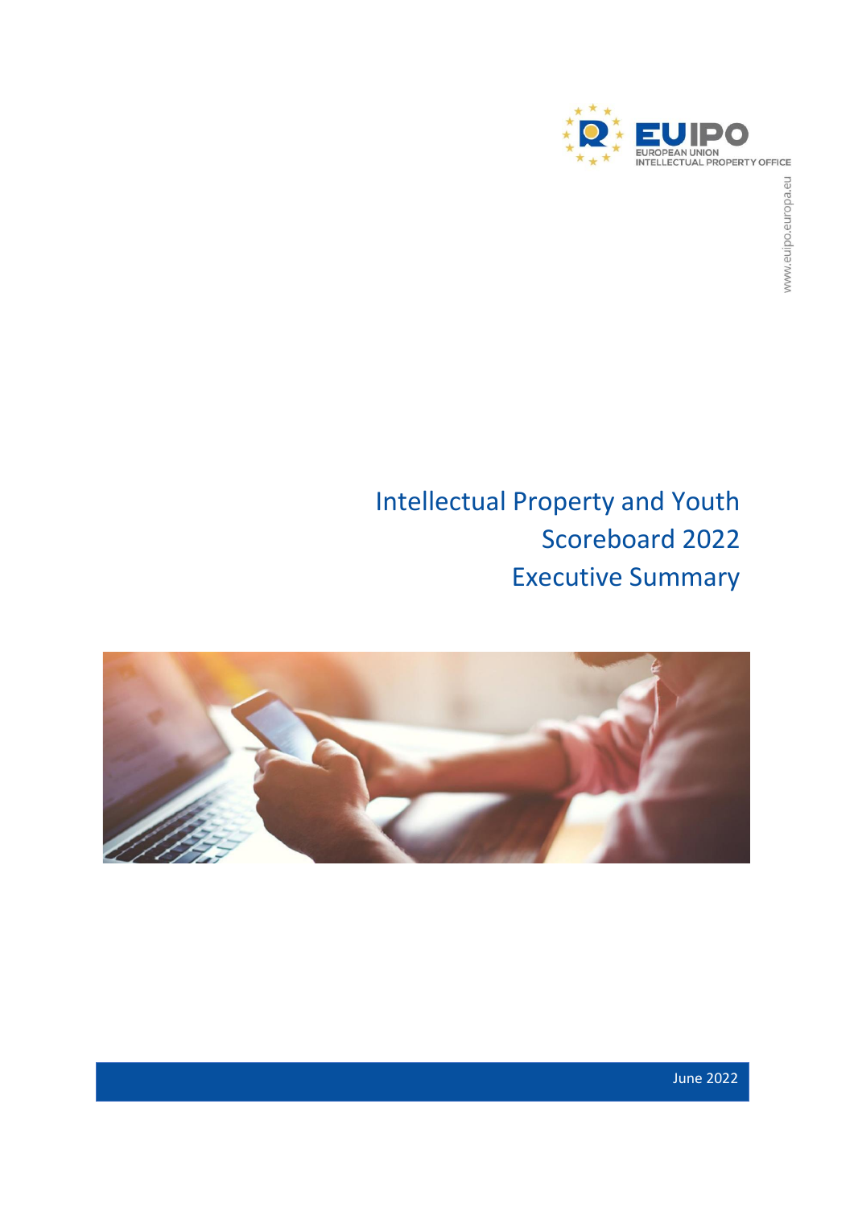EUIPO
EUROPEAN UNION
INTELLECTUAL PROPERTY OFFICE

www.euipo.europa.eu

# Intellectual Property and Youth Scoreboard 2022 Executive Summary

June 2022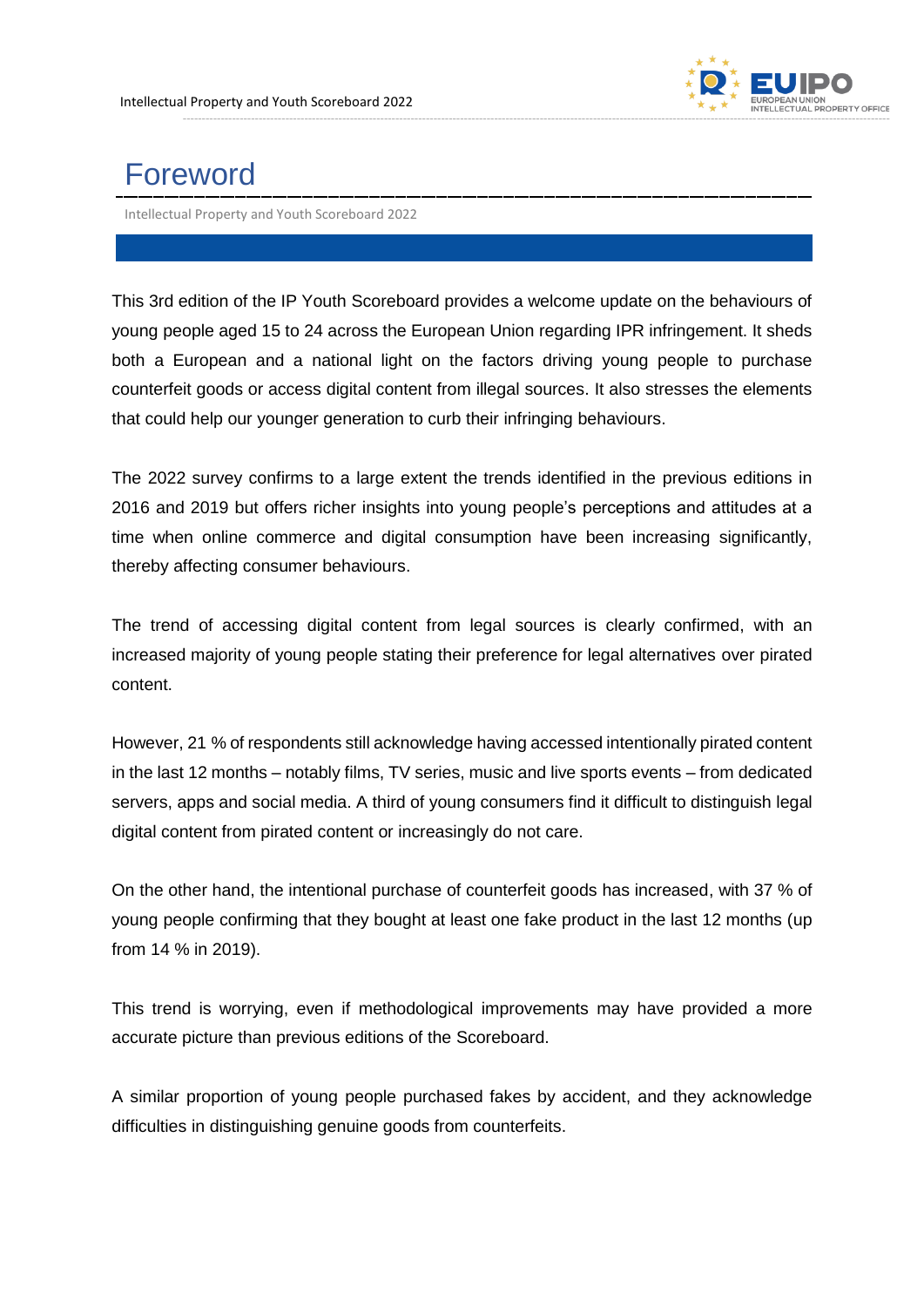# Foreword

Intellectual Property and Youth Scoreboard 2022

This 3rd edition of the IP Youth Scoreboard provides a welcome update on the behaviours of young people aged 15 to 24 across the European Union regarding IPR infringement. It sheds both a European and a national light on the factors driving young people to purchase counterfeit goods or access digital content from illegal sources. It also stresses the elements that could help our younger generation to curb their infringing behaviours.

The 2022 survey confirms to a large extent the trends identified in the previous editions in 2016 and 2019 but offers richer insights into young people's perceptions and attitudes at a time when online commerce and digital consumption have been increasing significantly, thereby affecting consumer behaviours.

The trend of accessing digital content from legal sources is clearly confirmed, with an increased majority of young people stating their preference for legal alternatives over pirated content.

However, 21 % of respondents still acknowledge having accessed intentionally pirated content in the last 12 months – notably films, TV series, music and live sports events – from dedicated servers, apps and social media. A third of young consumers find it difficult to distinguish legal digital content from pirated content or increasingly do not care.

On the other hand, the intentional purchase of counterfeit goods has increased, with 37 % of young people confirming that they bought at least one fake product in the last 12 months (up from 14 % in 2019).

This trend is worrying, even if methodological improvements may have provided a more accurate picture than previous editions of the Scoreboard.

A similar proportion of young people purchased fakes by accident, and they acknowledge difficulties in distinguishing genuine goods from counterfeits.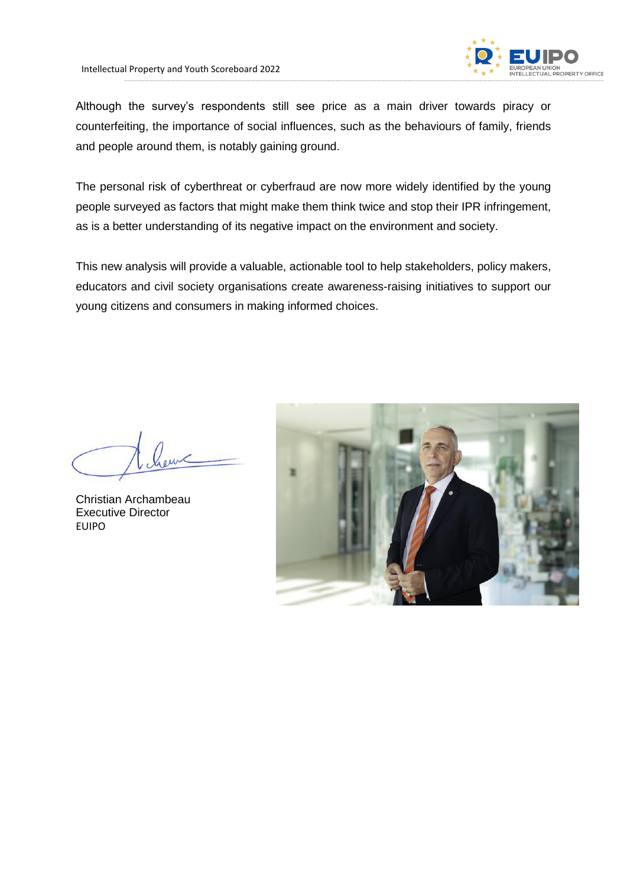Although the survey's respondents still see price as a main driver towards piracy or counterfeiting, the importance of social influences, such as the behaviours of family, friends and people around them, is notably gaining ground.

The personal risk of cyberthreat or cyberfraud are now more widely identified by the young people surveyed as factors that might make them think twice and stop their IPR infringement, as is a better understanding of its negative impact on the environment and society.

This new analysis will provide a valuable, actionable tool to help stakeholders, policy makers, educators and civil society organisations create awareness-raising initiatives to support our young citizens and consumers in making informed choices.

Christian Archambeau
Executive Director
EUIPO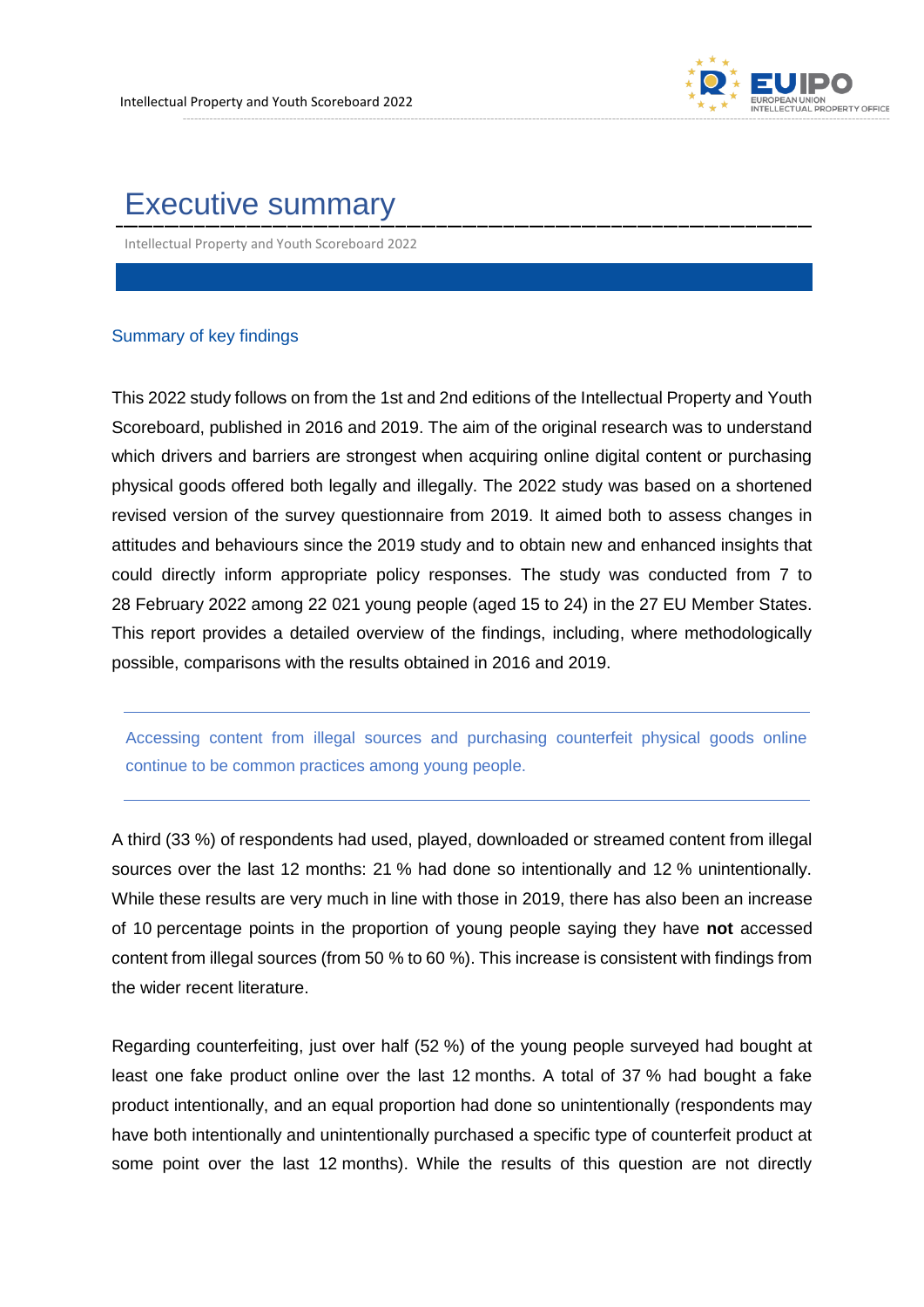# Executive summary

Intellectual Property and Youth Scoreboard 2022

## Summary of key findings

This 2022 study follows on from the 1st and 2nd editions of the Intellectual Property and Youth Scoreboard, published in 2016 and 2019. The aim of the original research was to understand which drivers and barriers are strongest when acquiring online digital content or purchasing physical goods offered both legally and illegally. The 2022 study was based on a shortened revised version of the survey questionnaire from 2019. It aimed both to assess changes in attitudes and behaviours since the 2019 study and to obtain new and enhanced insights that could directly inform appropriate policy responses. The study was conducted from 7 to 28 February 2022 among 22 021 young people (aged 15 to 24) in the 27 EU Member States. This report provides a detailed overview of the findings, including, where methodologically possible, comparisons with the results obtained in 2016 and 2019.

> Accessing content from illegal sources and purchasing counterfeit physical goods online continue to be common practices among young people.

A third (33 %) of respondents had used, played, downloaded or streamed content from illegal sources over the last 12 months: 21 % had done so intentionally and 12 % unintentionally. While these results are very much in line with those in 2019, there has also been an increase of 10 percentage points in the proportion of young people saying they have **not** accessed content from illegal sources (from 50 % to 60 %). This increase is consistent with findings from the wider recent literature.

Regarding counterfeiting, just over half (52 %) of the young people surveyed had bought at least one fake product online over the last 12 months. A total of 37 % had bought a fake product intentionally, and an equal proportion had done so unintentionally (respondents may have both intentionally and unintentionally purchased a specific type of counterfeit product at some point over the last 12 months). While the results of this question are not directly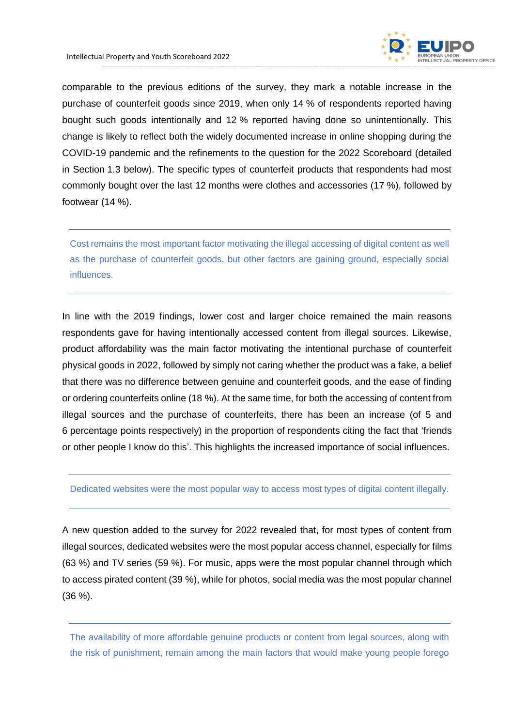comparable to the previous editions of the survey, they mark a notable increase in the purchase of counterfeit goods since 2019, when only 14 % of respondents reported having bought such goods intentionally and 12 % reported having done so unintentionally. This change is likely to reflect both the widely documented increase in online shopping during the COVID-19 pandemic and the refinements to the question for the 2022 Scoreboard (detailed in Section 1.3 below). The specific types of counterfeit products that respondents had most commonly bought over the last 12 months were clothes and accessories (17 %), followed by footwear (14 %).

---

Cost remains the most important factor motivating the illegal accessing of digital content as well as the purchase of counterfeit goods, but other factors are gaining ground, especially social influences.

---

In line with the 2019 findings, lower cost and larger choice remained the main reasons respondents gave for having intentionally accessed content from illegal sources. Likewise, product affordability was the main factor motivating the intentional purchase of counterfeit physical goods in 2022, followed by simply not caring whether the product was a fake, a belief that there was no difference between genuine and counterfeit goods, and the ease of finding or ordering counterfeits online (18 %). At the same time, for both the accessing of content from illegal sources and the purchase of counterfeits, there has been an increase (of 5 and 6 percentage points respectively) in the proportion of respondents citing the fact that 'friends or other people I know do this'. This highlights the increased importance of social influences.

---

Dedicated websites were the most popular way to access most types of digital content illegally.

---

A new question added to the survey for 2022 revealed that, for most types of content from illegal sources, dedicated websites were the most popular access channel, especially for films (63 %) and TV series (59 %). For music, apps were the most popular channel through which to access pirated content (39 %), while for photos, social media was the most popular channel (36 %).

---

The availability of more affordable genuine products or content from legal sources, along with the risk of punishment, remain among the main factors that would make young people forego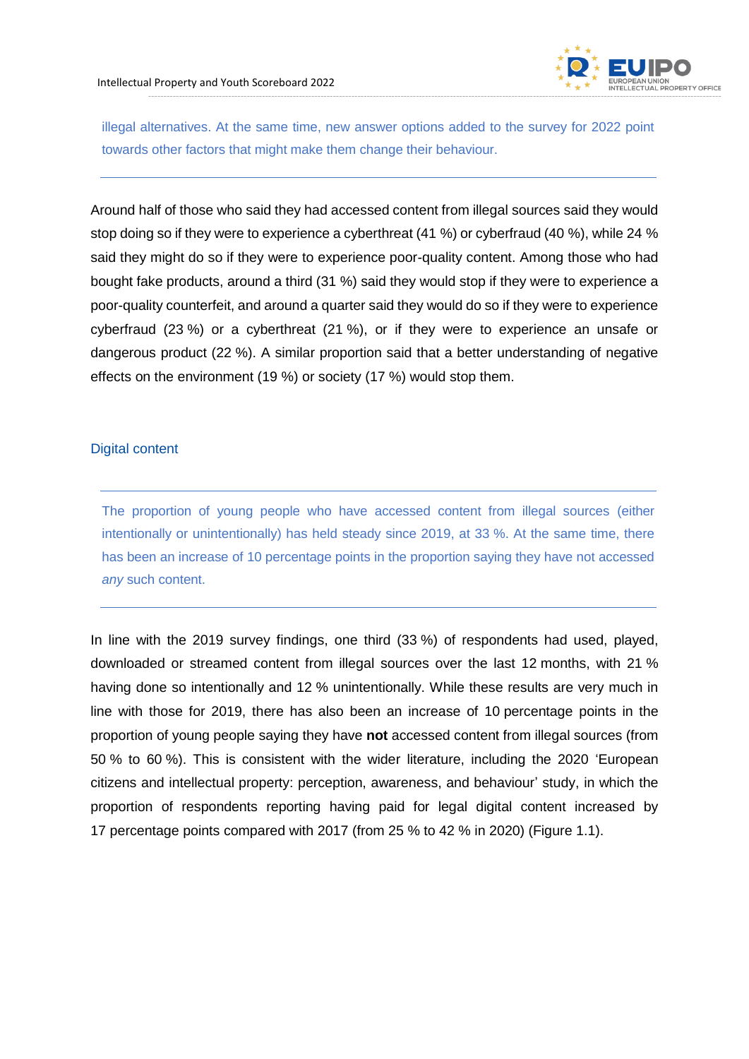illegal alternatives. At the same time, new answer options added to the survey for 2022 point towards other factors that might make them change their behaviour.

---

Around half of those who said they had accessed content from illegal sources said they would stop doing so if they were to experience a cyberthreat (41 %) or cyberfraud (40 %), while 24 % said they might do so if they were to experience poor-quality content. Among those who had bought fake products, around a third (31 %) said they would stop if they were to experience a poor-quality counterfeit, and around a quarter said they would do so if they were to experience cyberfraud (23 %) or a cyberthreat (21 %), or if they were to experience an unsafe or dangerous product (22 %). A similar proportion said that a better understanding of negative effects on the environment (19 %) or society (17 %) would stop them.

## Digital content

---

The proportion of young people who have accessed content from illegal sources (either intentionally or unintentionally) has held steady since 2019, at 33 %. At the same time, there has been an increase of 10 percentage points in the proportion saying they have not accessed *any* such content.

---

In line with the 2019 survey findings, one third (33 %) of respondents had used, played, downloaded or streamed content from illegal sources over the last 12 months, with 21 % having done so intentionally and 12 % unintentionally. While these results are very much in line with those for 2019, there has also been an increase of 10 percentage points in the proportion of young people saying they have **not** accessed content from illegal sources (from 50 % to 60 %). This is consistent with the wider literature, including the 2020 'European citizens and intellectual property: perception, awareness, and behaviour' study, in which the proportion of respondents reporting having paid for legal digital content increased by 17 percentage points compared with 2017 (from 25 % to 42 % in 2020) (Figure 1.1).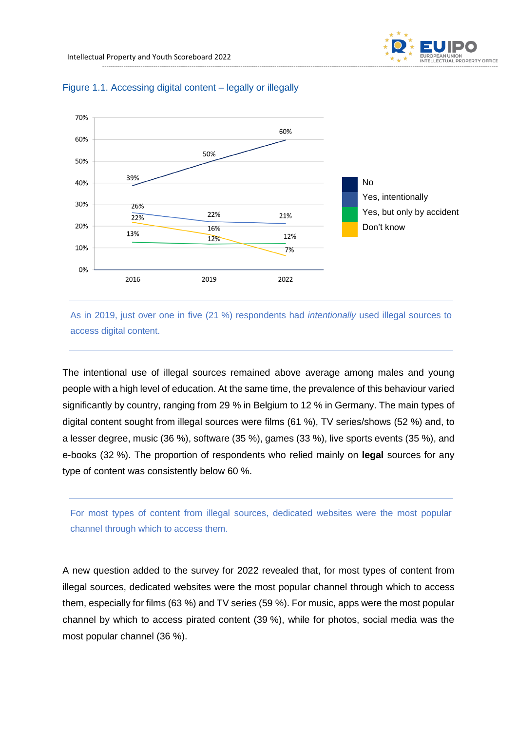Figure 1.1. Accessing digital content – legally or illegally

| | 2016 | 2019 | 2022 |
|---|---|---|---|
| No | 39% | 50% | 60% |
| Yes, intentionally | 26% | 22% | 21% |
| Yes, but only by accident | 13% | 12% | 12% |
| Don't know | 22% | 16% | 7% |

As in 2019, just over one in five (21 %) respondents had *intentionally* used illegal sources to access digital content.

The intentional use of illegal sources remained above average among males and young people with a high level of education. At the same time, the prevalence of this behaviour varied significantly by country, ranging from 29 % in Belgium to 12 % in Germany. The main types of digital content sought from illegal sources were films (61 %), TV series/shows (52 %) and, to a lesser degree, music (36 %), software (35 %), games (33 %), live sports events (35 %), and e-books (32 %). The proportion of respondents who relied mainly on **legal** sources for any type of content was consistently below 60 %.

For most types of content from illegal sources, dedicated websites were the most popular channel through which to access them.

A new question added to the survey for 2022 revealed that, for most types of content from illegal sources, dedicated websites were the most popular channel through which to access them, especially for films (63 %) and TV series (59 %). For music, apps were the most popular channel by which to access pirated content (39 %), while for photos, social media was the most popular channel (36 %).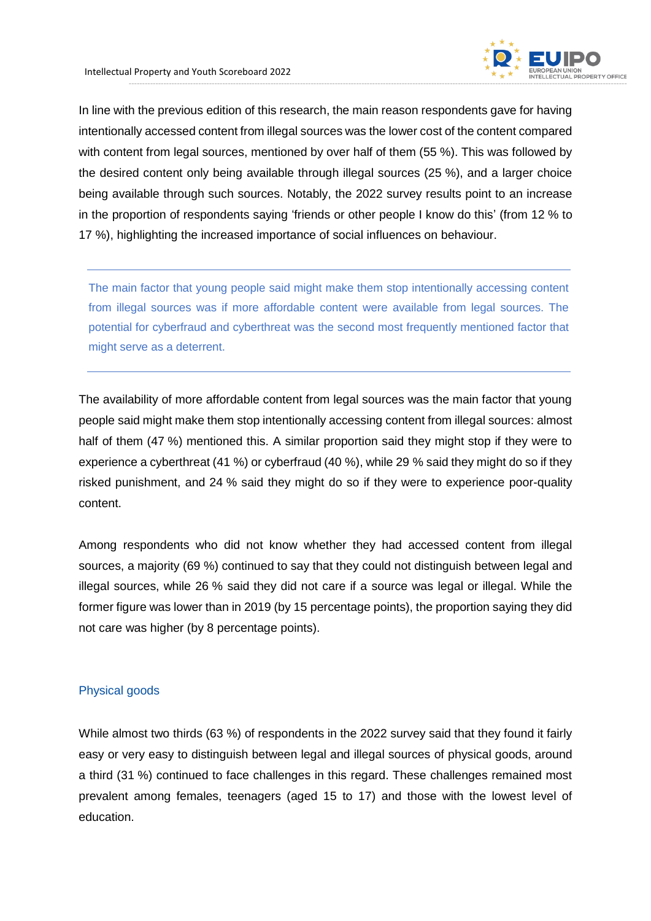In line with the previous edition of this research, the main reason respondents gave for having intentionally accessed content from illegal sources was the lower cost of the content compared with content from legal sources, mentioned by over half of them (55 %). This was followed by the desired content only being available through illegal sources (25 %), and a larger choice being available through such sources. Notably, the 2022 survey results point to an increase in the proportion of respondents saying ‘friends or other people I know do this’ (from 12 % to 17 %), highlighting the increased importance of social influences on behaviour.

---

The main factor that young people said might make them stop intentionally accessing content from illegal sources was if more affordable content were available from legal sources. The potential for cyberfraud and cyberthreat was the second most frequently mentioned factor that might serve as a deterrent.

---

The availability of more affordable content from legal sources was the main factor that young people said might make them stop intentionally accessing content from illegal sources: almost half of them (47 %) mentioned this. A similar proportion said they might stop if they were to experience a cyberthreat (41 %) or cyberfraud (40 %), while 29 % said they might do so if they risked punishment, and 24 % said they might do so if they were to experience poor-quality content.

Among respondents who did not know whether they had accessed content from illegal sources, a majority (69 %) continued to say that they could not distinguish between legal and illegal sources, while 26 % said they did not care if a source was legal or illegal. While the former figure was lower than in 2019 (by 15 percentage points), the proportion saying they did not care was higher (by 8 percentage points).

### Physical goods

While almost two thirds (63 %) of respondents in the 2022 survey said that they found it fairly easy or very easy to distinguish between legal and illegal sources of physical goods, around a third (31 %) continued to face challenges in this regard. These challenges remained most prevalent among females, teenagers (aged 15 to 17) and those with the lowest level of education.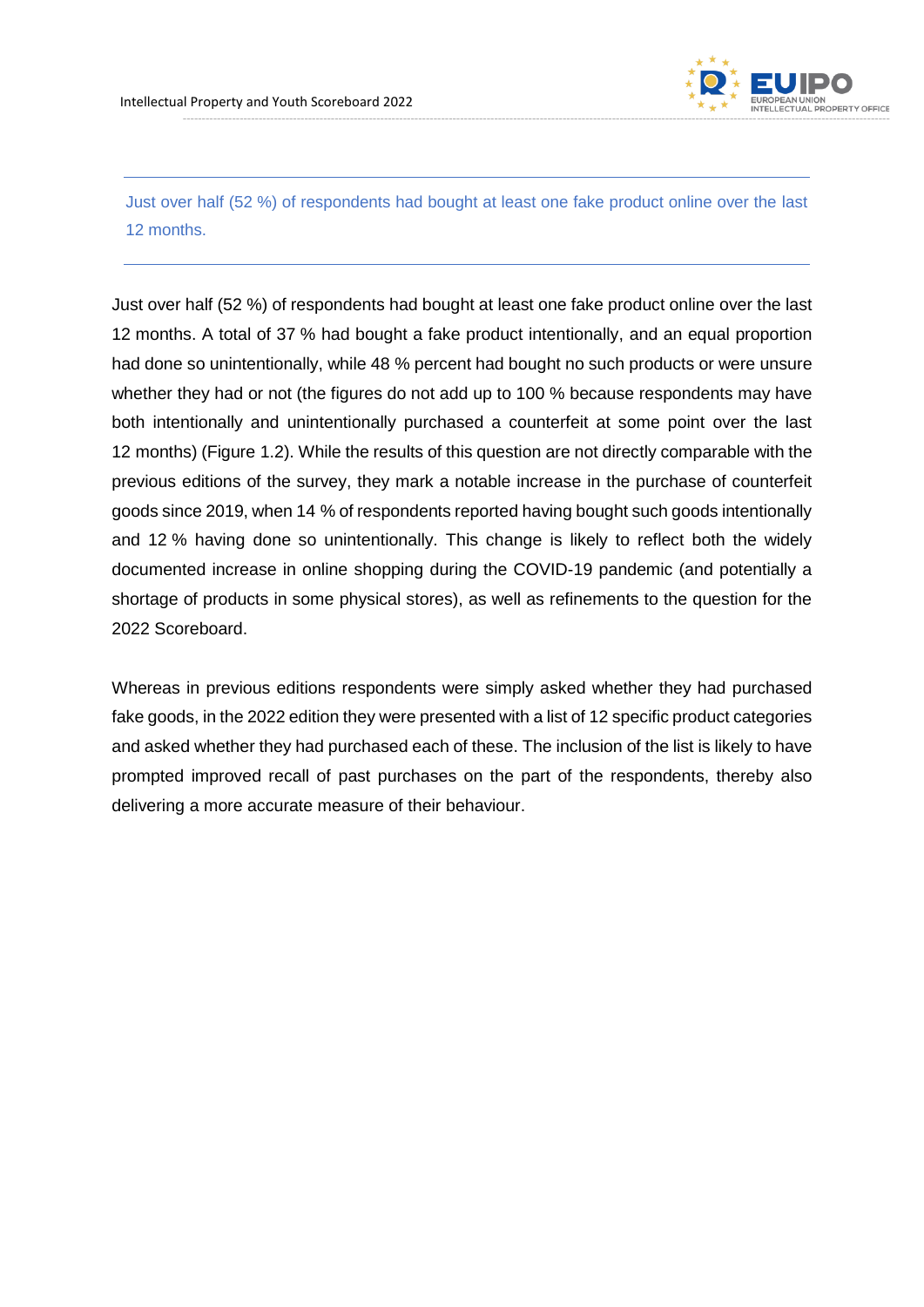> Just over half (52 %) of respondents had bought at least one fake product online over the last 12 months.

Just over half (52 %) of respondents had bought at least one fake product online over the last 12 months. A total of 37 % had bought a fake product intentionally, and an equal proportion had done so unintentionally, while 48 % percent had bought no such products or were unsure whether they had or not (the figures do not add up to 100 % because respondents may have both intentionally and unintentionally purchased a counterfeit at some point over the last 12 months) (Figure 1.2). While the results of this question are not directly comparable with the previous editions of the survey, they mark a notable increase in the purchase of counterfeit goods since 2019, when 14 % of respondents reported having bought such goods intentionally and 12 % having done so unintentionally. This change is likely to reflect both the widely documented increase in online shopping during the COVID-19 pandemic (and potentially a shortage of products in some physical stores), as well as refinements to the question for the 2022 Scoreboard.

Whereas in previous editions respondents were simply asked whether they had purchased fake goods, in the 2022 edition they were presented with a list of 12 specific product categories and asked whether they had purchased each of these. The inclusion of the list is likely to have prompted improved recall of past purchases on the part of the respondents, thereby also delivering a more accurate measure of their behaviour.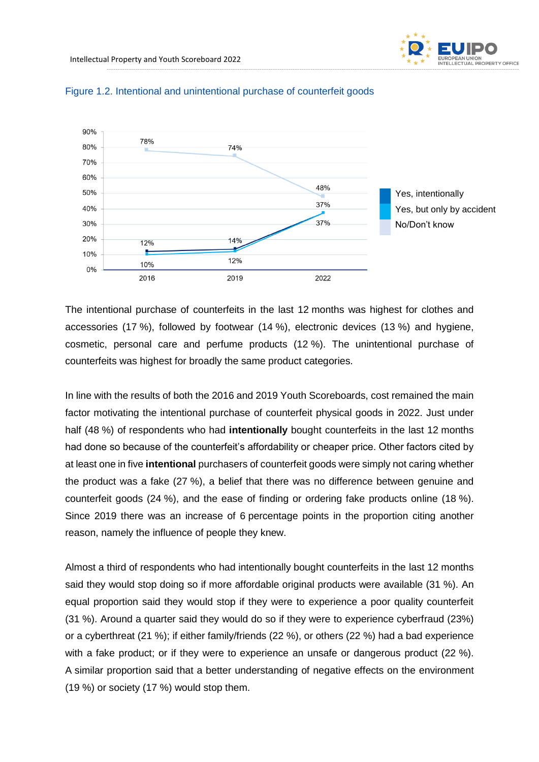Figure 1.2. Intentional and unintentional purchase of counterfeit goods

| | 2016 | 2019 | 2022 |
|---|---|---|---|
| Yes, intentionally | 12% | 14% | 37% |
| Yes, but only by accident | 10% | 12% | 37% |
| No/Don't know | 78% | 74% | 48% |

The intentional purchase of counterfeits in the last 12 months was highest for clothes and accessories (17 %), followed by footwear (14 %), electronic devices (13 %) and hygiene, cosmetic, personal care and perfume products (12 %). The unintentional purchase of counterfeits was highest for broadly the same product categories.

In line with the results of both the 2016 and 2019 Youth Scoreboards, cost remained the main factor motivating the intentional purchase of counterfeit physical goods in 2022. Just under half (48 %) of respondents who had **intentionally** bought counterfeits in the last 12 months had done so because of the counterfeit's affordability or cheaper price. Other factors cited by at least one in five **intentional** purchasers of counterfeit goods were simply not caring whether the product was a fake (27 %), a belief that there was no difference between genuine and counterfeit goods (24 %), and the ease of finding or ordering fake products online (18 %). Since 2019 there was an increase of 6 percentage points in the proportion citing another reason, namely the influence of people they knew.

Almost a third of respondents who had intentionally bought counterfeits in the last 12 months said they would stop doing so if more affordable original products were available (31 %). An equal proportion said they would stop if they were to experience a poor quality counterfeit (31 %). Around a quarter said they would do so if they were to experience cyberfraud (23%) or a cyberthreat (21 %); if either family/friends (22 %), or others (22 %) had a bad experience with a fake product; or if they were to experience an unsafe or dangerous product (22 %). A similar proportion said that a better understanding of negative effects on the environment (19 %) or society (17 %) would stop them.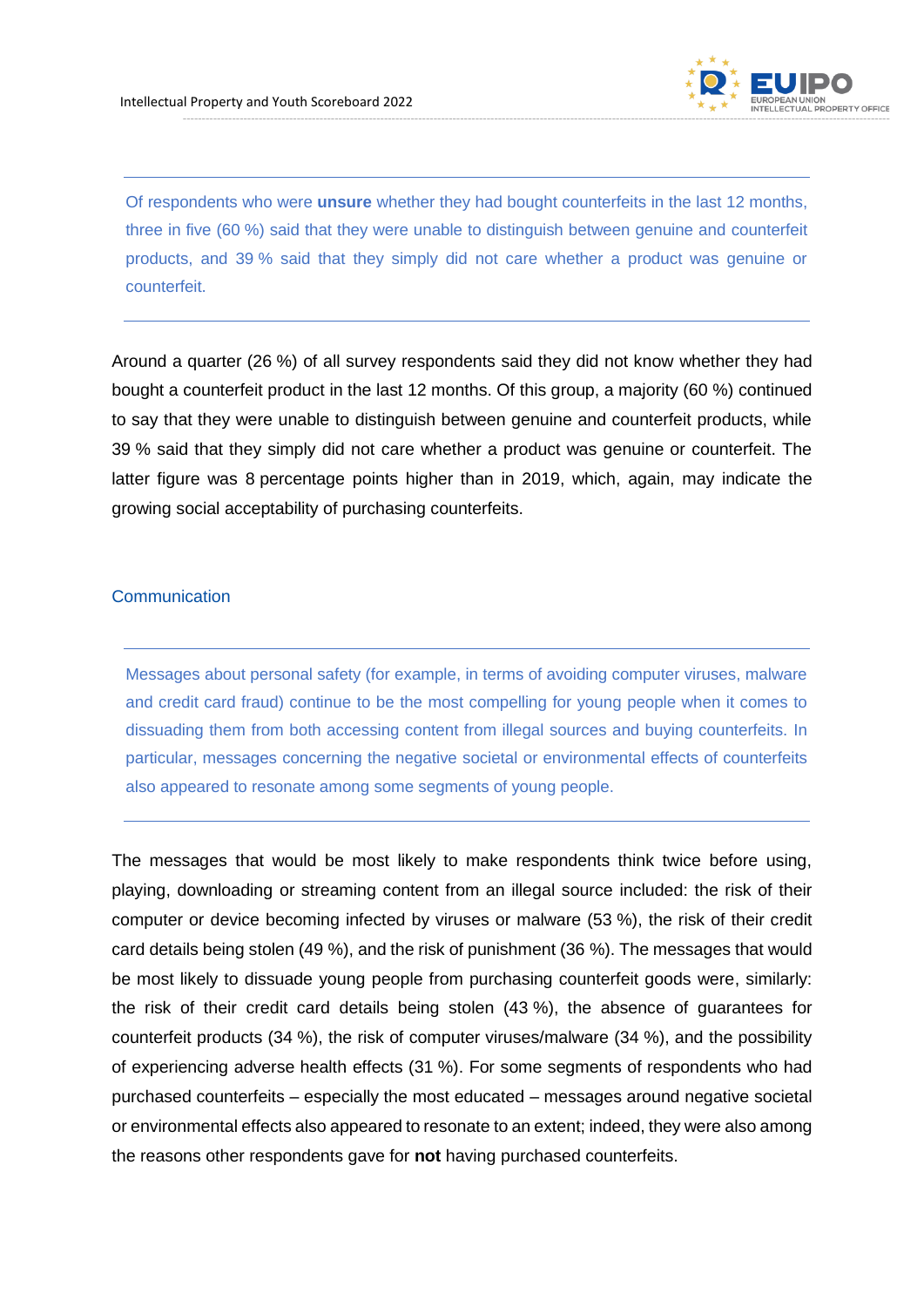Of respondents who were **unsure** whether they had bought counterfeits in the last 12 months, three in five (60 %) said that they were unable to distinguish between genuine and counterfeit products, and 39 % said that they simply did not care whether a product was genuine or counterfeit.

Around a quarter (26 %) of all survey respondents said they did not know whether they had bought a counterfeit product in the last 12 months. Of this group, a majority (60 %) continued to say that they were unable to distinguish between genuine and counterfeit products, while 39 % said that they simply did not care whether a product was genuine or counterfeit. The latter figure was 8 percentage points higher than in 2019, which, again, may indicate the growing social acceptability of purchasing counterfeits.

## Communication

Messages about personal safety (for example, in terms of avoiding computer viruses, malware and credit card fraud) continue to be the most compelling for young people when it comes to dissuading them from both accessing content from illegal sources and buying counterfeits. In particular, messages concerning the negative societal or environmental effects of counterfeits also appeared to resonate among some segments of young people.

The messages that would be most likely to make respondents think twice before using, playing, downloading or streaming content from an illegal source included: the risk of their computer or device becoming infected by viruses or malware (53 %), the risk of their credit card details being stolen (49 %), and the risk of punishment (36 %). The messages that would be most likely to dissuade young people from purchasing counterfeit goods were, similarly: the risk of their credit card details being stolen (43 %), the absence of guarantees for counterfeit products (34 %), the risk of computer viruses/malware (34 %), and the possibility of experiencing adverse health effects (31 %). For some segments of respondents who had purchased counterfeits – especially the most educated – messages around negative societal or environmental effects also appeared to resonate to an extent; indeed, they were also among the reasons other respondents gave for **not** having purchased counterfeits.